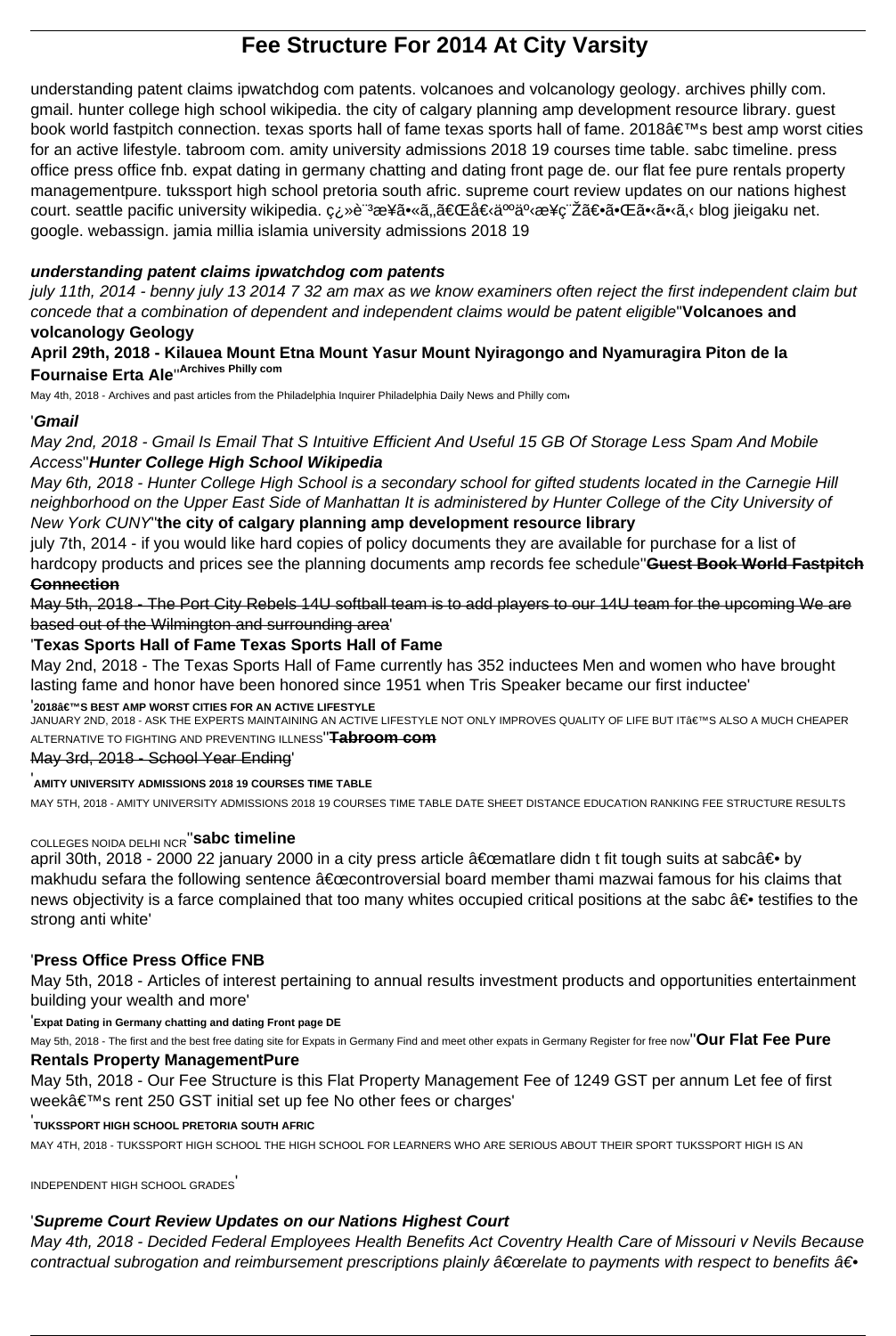# Fee Structure For 2014 At City Varsity

understanding patent claims ipwatchdog com patents. volcanoes and volcanology geology. archives philly com. gmail. hunter college high school wikipedia. the city of calgary planning amp development resource library. guest book world fastpitch connection. texas sports hall of fame texas sports hall of fame. 2018â€™s best amp worst cities for an active lifestyle. tabroom com. amity university admissions 2018 19 courses time table. sabc timeline. press office press office fnb. expat dating in germany chatting and dating front page de. our flat fee pure rentals property managementpure. tukssport high school pretoria south afric. supreme court review updates on our nations highest court. seattle pacific university wikipedia. ç¿»è¨³æ¥ã•«ã,ã€Œå€‹äººä‹æ¥ç¨Žã€•ã•Œã•‹ã•‹ã,‹ blog jieigaku net. google. webassign. jamia millia islamia university admissions 2018 19

## *understanding patent claims ipwatchdog com patents*

*july 11th, 2014 - benny july 13 2014 7 32 am max as we know examiners often reject the first independent claim but concede that a combination of dependent and independent claims would be patent eligible*''**Volcanoes and volcanology Geology**

**April 29th, 2018 - Kilauea Mount Etna Mount Yasur Mount Nyiragongo and Nyamuragira Piton de la Fournaise Erta Ale**''**Archives Philly com**

May 4th, 2018 - Archives and past articles from the Philadelphia Inquirer Philadelphia Daily News and Philly com'

## '*Gmail*

*May 2nd, 2018 - Gmail Is Email That S Intuitive Efficient And Useful 15 GB Of Storage Less Spam And Mobile Access*''***Hunter College High School Wikipedia***

*May 6th, 2018 - Hunter College High School is a secondary school for gifted students located in the Carnegie Hill neighborhood on the Upper East Side of Manhattan It is administered by Hunter College of the City University of New York CUNY*''**the city of calgary planning amp development resource library**

july 7th, 2014 - if you would like hard copies of policy documents they are available for purchase for a list of hardcopy products and prices see the planning documents amp records fee schedule''~~**Guest Book World Fastpitch Connection**~~

~~May 5th, 2018 - The Port City Rebels 14U softball team is to add players to our 14U team for the upcoming We are based out of the Wilmington and surrounding area~~'

## '**Texas Sports Hall of Fame Texas Sports Hall of Fame**

May 2nd, 2018 - The Texas Sports Hall of Fame currently has 352 inductees Men and women who have brought lasting fame and honor have been honored since 1951 when Tris Speaker became our first inductee'

'**2018â€™S BEST AMP WORST CITIES FOR AN ACTIVE LIFESTYLE**

JANUARY 2ND, 2018 - ASK THE EXPERTS MAINTAINING AN ACTIVE LIFESTYLE NOT ONLY IMPROVES QUALITY OF LIFE BUT ITâ€™S ALSO A MUCH CHEAPER ALTERNATIVE TO FIGHTING AND PREVENTING ILLNESS''~~**Tabroom com**~~

~~May 3rd, 2018 - School Year Ending~~'

'**AMITY UNIVERSITY ADMISSIONS 2018 19 COURSES TIME TABLE**

MAY 5TH, 2018 - AMITY UNIVERSITY ADMISSIONS 2018 19 COURSES TIME TABLE DATE SHEET DISTANCE EDUCATION RANKING FEE STRUCTURE RESULTS COLLEGES NOIDA DELHI NCR''**sabc timeline**

april 30th, 2018 - 2000 22 january 2000 in a city press article â€œmatlare didn t fit tough suits at sabcâ€• by makhudu sefara the following sentence â€œcontroversial board member thami mazwai famous for his claims that news objectivity is a farce complained that too many whites occupied critical positions at the sabc â€• testifies to the strong anti white'

## '**Press Office Press Office FNB**

May 5th, 2018 - Articles of interest pertaining to annual results investment products and opportunities entertainment building your wealth and more'

'**Expat Dating in Germany chatting and dating Front page DE**

May 5th, 2018 - The first and the best free dating site for Expats in Germany Find and meet other expats in Germany Register for free now''**Our Flat Fee Pure Rentals Property ManagementPure**

May 5th, 2018 - Our Fee Structure is this Flat Property Management Fee of 1249 GST per annum Let fee of first weekâ€™s rent 250 GST initial set up fee No other fees or charges'

'**TUKSSPORT HIGH SCHOOL PRETORIA SOUTH AFRIC**

MAY 4TH, 2018 - TUKSSPORT HIGH SCHOOL THE HIGH SCHOOL FOR LEARNERS WHO ARE SERIOUS ABOUT THEIR SPORT TUKSSPORT HIGH IS AN INDEPENDENT HIGH SCHOOL GRADES'

## '***Supreme Court Review Updates on our Nations Highest Court***

*May 4th, 2018 - Decided Federal Employees Health Benefits Act Coventry Health Care of Missouri v Nevils Because contractual subrogation and reimbursement prescriptions plainly â€œrelate to payments with respect to benefits â€•*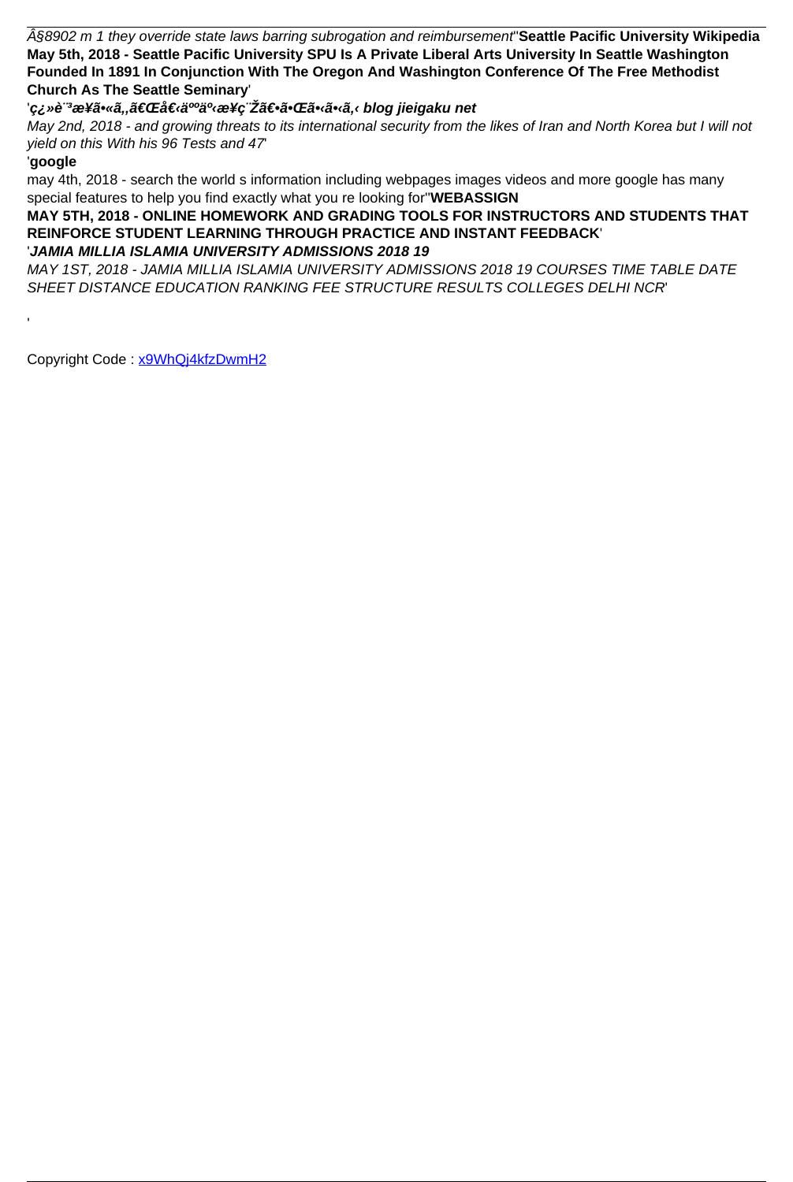§8902 m 1 they override state laws barring subrogation and reimbursement''**Seattle Pacific University Wikipedia May 5th, 2018 - Seattle Pacific University SPU Is A Private Liberal Arts University In Seattle Washington Founded In 1891 In Conjunction With The Oregon And Washington Conference Of The Free Methodist Church As The Seattle Seminary**'

'***ç¿»è¨³æ¥ã•«ã,,ã€Œå€‹äººä»‹æ¥ç¨Žã€•ã•Œã•‹ã•‹ã,‹ blog jieigaku net***

*May 2nd, 2018 - and growing threats to its international security from the likes of Iran and North Korea but I will not yield on this With his 96 Tests and 47*'

'**google**

may 4th, 2018 - search the world s information including webpages images videos and more google has many special features to help you find exactly what you re looking for''**WEBASSIGN**

**MAY 5TH, 2018 - ONLINE HOMEWORK AND GRADING TOOLS FOR INSTRUCTORS AND STUDENTS THAT REINFORCE STUDENT LEARNING THROUGH PRACTICE AND INSTANT FEEDBACK**'

'***JAMIA MILLIA ISLAMIA UNIVERSITY ADMISSIONS 2018 19***

*MAY 1ST, 2018 - JAMIA MILLIA ISLAMIA UNIVERSITY ADMISSIONS 2018 19 COURSES TIME TABLE DATE SHEET DISTANCE EDUCATION RANKING FEE STRUCTURE RESULTS COLLEGES DELHI NCR*'

'

Copyright Code : x9WhQj4kfzDwmH2